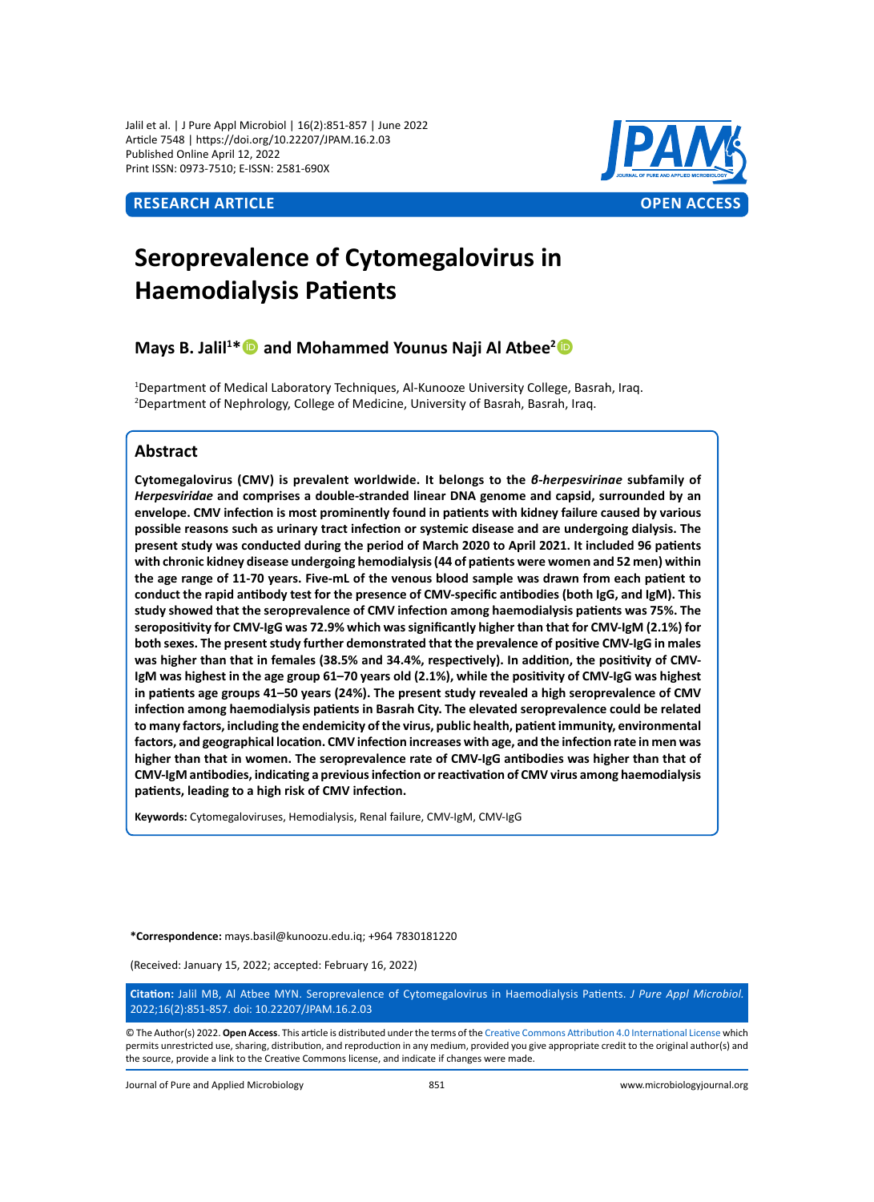RESEARCH ARTICLE

OPEN ACCESS

# Seroprevalence of Cytomegalovirus in Haemodialysis Patients

**Mays B. Jalil[1]* and Mohammed Younus Naji Al Atbee[2]**

[1]Department of Medical Laboratory Techniques, Al-Kunooze University College, Basrah, Iraq.
[2]Department of Nephrology, College of Medicine, University of Basrah, Basrah, Iraq.

## Abstract

**Cytomegalovirus (CMV) is prevalent worldwide. It belongs to the *β-herpesvirinae* subfamily of *Herpesviridae* and comprises a double-stranded linear DNA genome and capsid, surrounded by an envelope. CMV infection is most prominently found in patients with kidney failure caused by various possible reasons such as urinary tract infection or systemic disease and are undergoing dialysis. The present study was conducted during the period of March 2020 to April 2021. It included 96 patients with chronic kidney disease undergoing hemodialysis (44 of patients were women and 52 men) within the age range of 11-70 years. Five-mL of the venous blood sample was drawn from each patient to conduct the rapid antibody test for the presence of CMV-specific antibodies (both IgG, and IgM). This study showed that the seroprevalence of CMV infection among haemodialysis patients was 75%. The seropositivity for CMV-IgG was 72.9% which was significantly higher than that for CMV-IgM (2.1%) for both sexes. The present study further demonstrated that the prevalence of positive CMV-IgG in males was higher than that in females (38.5% and 34.4%, respectively). In addition, the positivity of CMV-IgM was highest in the age group 61–70 years old (2.1%), while the positivity of CMV-IgG was highest in patients age groups 41–50 years (24%). The present study revealed a high seroprevalence of CMV infection among haemodialysis patients in Basrah City. The elevated seroprevalence could be related to many factors, including the endemicity of the virus, public health, patient immunity, environmental factors, and geographical location. CMV infection increases with age, and the infection rate in men was higher than that in women. The seroprevalence rate of CMV-IgG antibodies was higher than that of CMV-IgM antibodies, indicating a previous infection or reactivation of CMV virus among haemodialysis patients, leading to a high risk of CMV infection.**

**Keywords:** Cytomegaloviruses, Hemodialysis, Renal failure, CMV-IgM, CMV-IgG

***Correspondence:** mays.basil@kunoozu.edu.iq; +964 7830181220

(Received: January 15, 2022; accepted: February 16, 2022)

**Citation:** Jalil MB, Al Atbee MYN. Seroprevalence of Cytomegalovirus in Haemodialysis Patients. *J Pure Appl Microbiol.* 2022;16(2):851-857. doi: 10.22207/JPAM.16.2.03

© The Author(s) 2022. **Open Access**. This article is distributed under the terms of the Creative Commons Attribution 4.0 International License which permits unrestricted use, sharing, distribution, and reproduction in any medium, provided you give appropriate credit to the original author(s) and the source, provide a link to the Creative Commons license, and indicate if changes were made.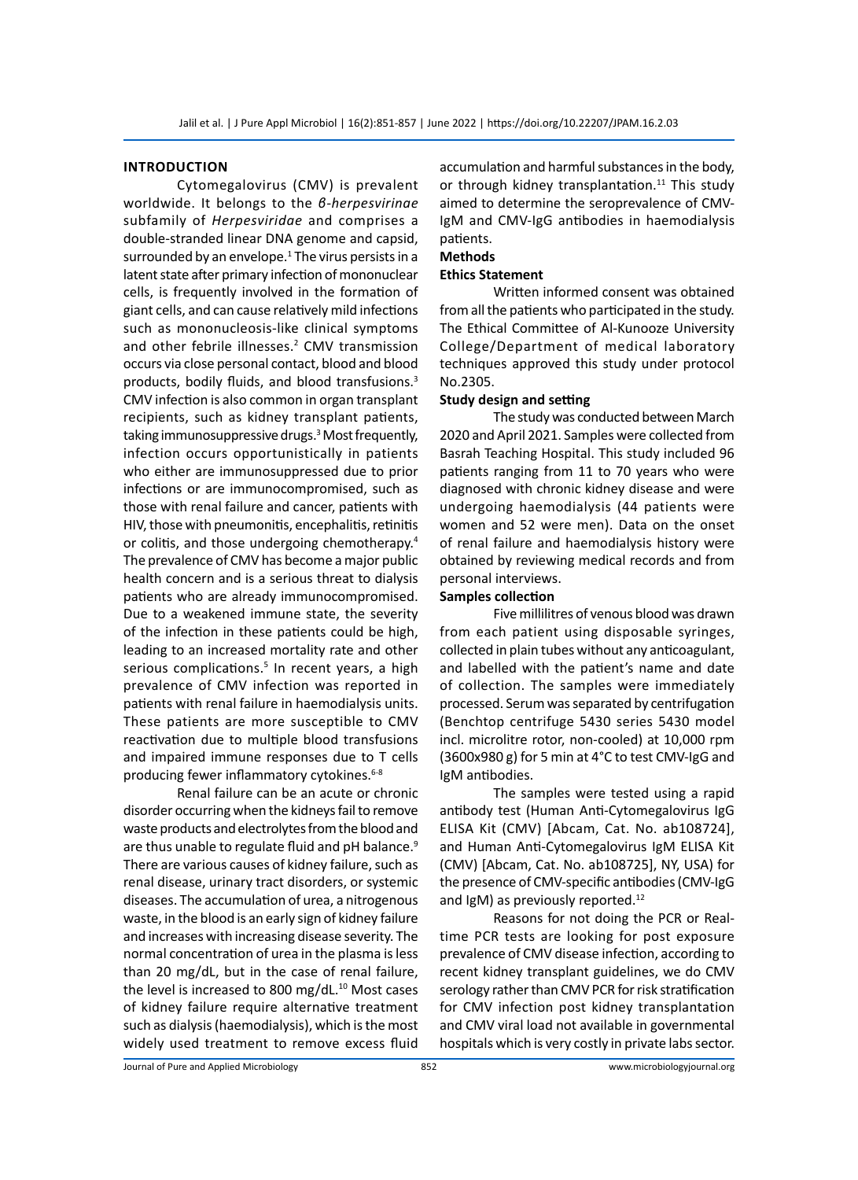## INTRODUCTION

Cytomegalovirus (CMV) is prevalent worldwide. It belongs to the *β-herpesvirinae* subfamily of *Herpesviridae* and comprises a double-stranded linear DNA genome and capsid, surrounded by an envelope.[1] The virus persists in a latent state after primary infection of mononuclear cells, is frequently involved in the formation of giant cells, and can cause relatively mild infections such as mononucleosis-like clinical symptoms and other febrile illnesses.[2] CMV transmission occurs via close personal contact, blood and blood products, bodily fluids, and blood transfusions.[3] CMV infection is also common in organ transplant recipients, such as kidney transplant patients, taking immunosuppressive drugs.[3] Most frequently, infection occurs opportunistically in patients who either are immunosuppressed due to prior infections or are immunocompromised, such as those with renal failure and cancer, patients with HIV, those with pneumonitis, encephalitis, retinitis or colitis, and those undergoing chemotherapy.[4] The prevalence of CMV has become a major public health concern and is a serious threat to dialysis patients who are already immunocompromised. Due to a weakened immune state, the severity of the infection in these patients could be high, leading to an increased mortality rate and other serious complications.[5] In recent years, a high prevalence of CMV infection was reported in patients with renal failure in haemodialysis units. These patients are more susceptible to CMV reactivation due to multiple blood transfusions and impaired immune responses due to T cells producing fewer inflammatory cytokines.[6-8]

Renal failure can be an acute or chronic disorder occurring when the kidneys fail to remove waste products and electrolytes from the blood and are thus unable to regulate fluid and pH balance.[9] There are various causes of kidney failure, such as renal disease, urinary tract disorders, or systemic diseases. The accumulation of urea, a nitrogenous waste, in the blood is an early sign of kidney failure and increases with increasing disease severity. The normal concentration of urea in the plasma is less than 20 mg/dL, but in the case of renal failure, the level is increased to 800 mg/dL.[10] Most cases of kidney failure require alternative treatment such as dialysis (haemodialysis), which is the most widely used treatment to remove excess fluid accumulation and harmful substances in the body, or through kidney transplantation.[11] This study aimed to determine the seroprevalence of CMV-IgM and CMV-IgG antibodies in haemodialysis patients.

## Methods

### Ethics Statement

Written informed consent was obtained from all the patients who participated in the study. The Ethical Committee of Al-Kunooze University College/Department of medical laboratory techniques approved this study under protocol No.2305.

### Study design and setting

The study was conducted between March 2020 and April 2021. Samples were collected from Basrah Teaching Hospital. This study included 96 patients ranging from 11 to 70 years who were diagnosed with chronic kidney disease and were undergoing haemodialysis (44 patients were women and 52 were men). Data on the onset of renal failure and haemodialysis history were obtained by reviewing medical records and from personal interviews.

### Samples collection

Five millilitres of venous blood was drawn from each patient using disposable syringes, collected in plain tubes without any anticoagulant, and labelled with the patient's name and date of collection. The samples were immediately processed. Serum was separated by centrifugation (Benchtop centrifuge 5430 series 5430 model incl. microlitre rotor, non-cooled) at 10,000 rpm (3600x980 g) for 5 min at 4°C to test CMV-IgG and IgM antibodies.

The samples were tested using a rapid antibody test (Human Anti-Cytomegalovirus IgG ELISA Kit (CMV) [Abcam, Cat. No. ab108724], and Human Anti-Cytomegalovirus IgM ELISA Kit (CMV) [Abcam, Cat. No. ab108725], NY, USA) for the presence of CMV-specific antibodies (CMV-IgG and IgM) as previously reported.[12]

Reasons for not doing the PCR or Real-time PCR tests are looking for post exposure prevalence of CMV disease infection, according to recent kidney transplant guidelines, we do CMV serology rather than CMV PCR for risk stratification for CMV infection post kidney transplantation and CMV viral load not available in governmental hospitals which is very costly in private labs sector.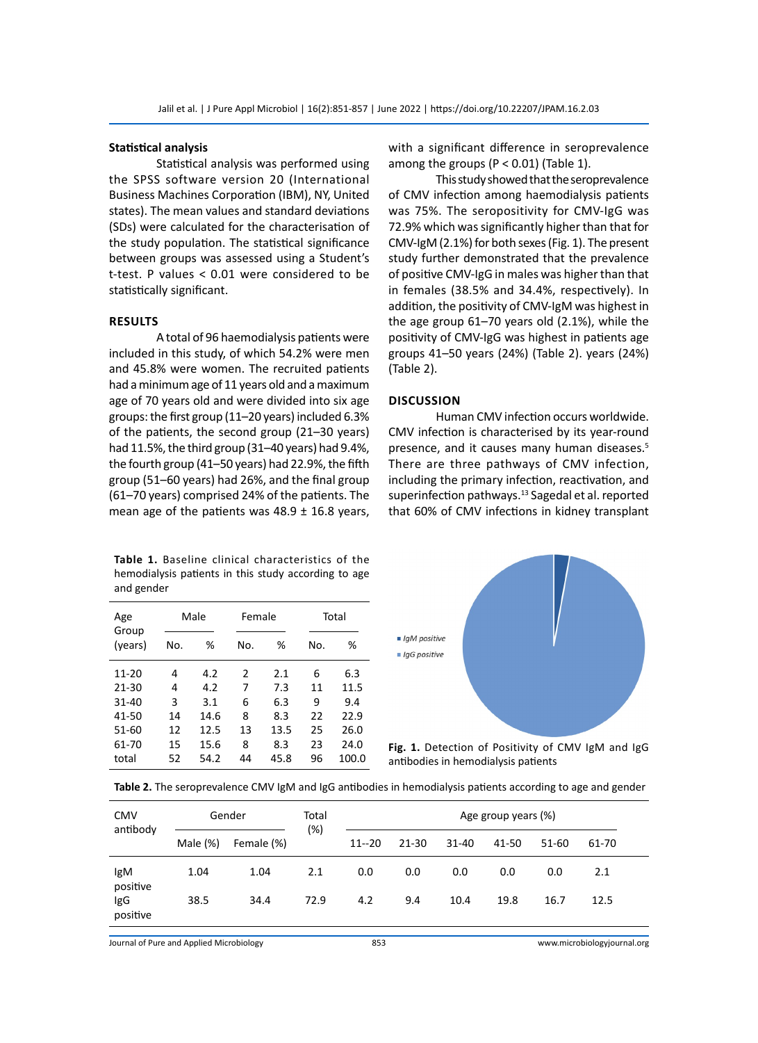### Statistical analysis

Statistical analysis was performed using the SPSS software version 20 (International Business Machines Corporation (IBM), NY, United states). The mean values and standard deviations (SDs) were calculated for the characterisation of the study population. The statistical significance between groups was assessed using a Student's t-test. P values < 0.01 were considered to be statistically significant.

## RESULTS

A total of 96 haemodialysis patients were included in this study, of which 54.2% were men and 45.8% were women. The recruited patients had a minimum age of 11 years old and a maximum age of 70 years old and were divided into six age groups: the first group (11–20 years) included 6.3% of the patients, the second group (21–30 years) had 11.5%, the third group (31–40 years) had 9.4%, the fourth group (41–50 years) had 22.9%, the fifth group (51–60 years) had 26%, and the final group (61–70 years) comprised 24% of the patients. The mean age of the patients was 48.9 ± 16.8 years, with a significant difference in seroprevalence among the groups (P < 0.01) (Table 1).

This study showed that the seroprevalence of CMV infection among haemodialysis patients was 75%. The seropositivity for CMV-IgG was 72.9% which was significantly higher than that for CMV-IgM (2.1%) for both sexes (Fig. 1). The present study further demonstrated that the prevalence of positive CMV-IgG in males was higher than that in females (38.5% and 34.4%, respectively). In addition, the positivity of CMV-IgM was highest in the age group 61–70 years old (2.1%), while the positivity of CMV-IgG was highest in patients age groups 41–50 years (24%) (Table 2). years (24%) (Table 2).

## DISCUSSION

Human CMV infection occurs worldwide. CMV infection is characterised by its year-round presence, and it causes many human diseases.[5] There are three pathways of CMV infection, including the primary infection, reactivation, and superinfection pathways.[13] Sagedal et al. reported that 60% of CMV infections in kidney transplant

**Table 1.** Baseline clinical characteristics of the hemodialysis patients in this study according to age and gender

| Age Group (years) | Male | | Female | | Total | |
|---|---|---|---|---|---|---|
| | No. | % | No. | % | No. | % |
| 11-20 | 4 | 4.2 | 2 | 2.1 | 6 | 6.3 |
| 21-30 | 4 | 4.2 | 7 | 7.3 | 11 | 11.5 |
| 31-40 | 3 | 3.1 | 6 | 6.3 | 9 | 9.4 |
| 41-50 | 14 | 14.6 | 8 | 8.3 | 22 | 22.9 |
| 51-60 | 12 | 12.5 | 13 | 13.5 | 25 | 26.0 |
| 61-70 | 15 | 15.6 | 8 | 8.3 | 23 | 24.0 |
| total | 52 | 54.2 | 44 | 45.8 | 96 | 100.0 |

**Fig. 1.** Detection of Positivity of CMV IgM and IgG antibodies in hemodialysis patients

**Table 2.** The seroprevalence CMV IgM and IgG antibodies in hemodialysis patients according to age and gender

| CMV antibody | Gender | | Total (%) | Age group years (%) | | | | | |
|---|---|---|---|---|---|---|---|---|---|
| | Male (%) | Female (%) | | 11--20 | 21-30 | 31-40 | 41-50 | 51-60 | 61-70 |
| IgM positive | 1.04 | 1.04 | 2.1 | 0.0 | 0.0 | 0.0 | 0.0 | 0.0 | 2.1 |
| IgG positive | 38.5 | 34.4 | 72.9 | 4.2 | 9.4 | 10.4 | 19.8 | 16.7 | 12.5 |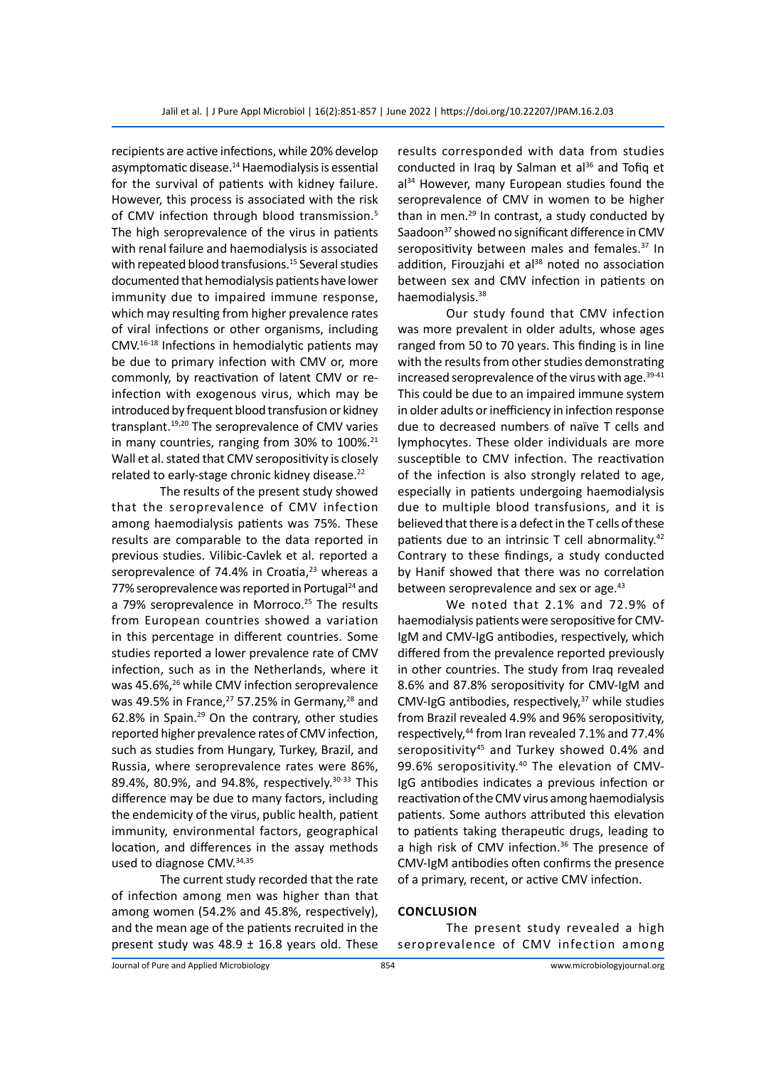recipients are active infections, while 20% develop asymptomatic disease.[14] Haemodialysis is essential for the survival of patients with kidney failure. However, this process is associated with the risk of CMV infection through blood transmission.[5] The high seroprevalence of the virus in patients with renal failure and haemodialysis is associated with repeated blood transfusions.[15] Several studies documented that hemodialysis patients have lower immunity due to impaired immune response, which may resulting from higher prevalence rates of viral infections or other organisms, including CMV.[16-18] Infections in hemodialytic patients may be due to primary infection with CMV or, more commonly, by reactivation of latent CMV or re-infection with exogenous virus, which may be introduced by frequent blood transfusion or kidney transplant.[19,20] The seroprevalence of CMV varies in many countries, ranging from 30% to 100%.[21] Wall et al. stated that CMV seropositivity is closely related to early-stage chronic kidney disease.[22]

The results of the present study showed that the seroprevalence of CMV infection among haemodialysis patients was 75%. These results are comparable to the data reported in previous studies. Vilibic-Cavlek et al. reported a seroprevalence of 74.4% in Croatia,[23] whereas a 77% seroprevalence was reported in Portugal[24] and a 79% seroprevalence in Morroco.[25] The results from European countries showed a variation in this percentage in different countries. Some studies reported a lower prevalence rate of CMV infection, such as in the Netherlands, where it was 45.6%,[26] while CMV infection seroprevalence was 49.5% in France,[27] 57.25% in Germany,[28] and 62.8% in Spain.[29] On the contrary, other studies reported higher prevalence rates of CMV infection, such as studies from Hungary, Turkey, Brazil, and Russia, where seroprevalence rates were 86%, 89.4%, 80.9%, and 94.8%, respectively.[30-33] This difference may be due to many factors, including the endemicity of the virus, public health, patient immunity, environmental factors, geographical location, and differences in the assay methods used to diagnose CMV.[34,35]

The current study recorded that the rate of infection among men was higher than that among women (54.2% and 45.8%, respectively), and the mean age of the patients recruited in the present study was 48.9 ± 16.8 years old. These results corresponded with data from studies conducted in Iraq by Salman et al[36] and Tofiq et al[34] However, many European studies found the seroprevalence of CMV in women to be higher than in men.[29] In contrast, a study conducted by Saadoon[37] showed no significant difference in CMV seropositivity between males and females.[37] In addition, Firouzjahi et al[38] noted no association between sex and CMV infection in patients on haemodialysis.[38]

Our study found that CMV infection was more prevalent in older adults, whose ages ranged from 50 to 70 years. This finding is in line with the results from other studies demonstrating increased seroprevalence of the virus with age.[39-41] This could be due to an impaired immune system in older adults or inefficiency in infection response due to decreased numbers of naïve T cells and lymphocytes. These older individuals are more susceptible to CMV infection. The reactivation of the infection is also strongly related to age, especially in patients undergoing haemodialysis due to multiple blood transfusions, and it is believed that there is a defect in the T cells of these patients due to an intrinsic T cell abnormality.[42] Contrary to these findings, a study conducted by Hanif showed that there was no correlation between seroprevalence and sex or age.[43]

We noted that 2.1% and 72.9% of haemodialysis patients were seropositive for CMV-IgM and CMV-IgG antibodies, respectively, which differed from the prevalence reported previously in other countries. The study from Iraq revealed 8.6% and 87.8% seropositivity for CMV-IgM and CMV-IgG antibodies, respectively,[37] while studies from Brazil revealed 4.9% and 96% seropositivity, respectively,[44] from Iran revealed 7.1% and 77.4% seropositivity[45] and Turkey showed 0.4% and 99.6% seropositivity.[40] The elevation of CMV-IgG antibodies indicates a previous infection or reactivation of the CMV virus among haemodialysis patients. Some authors attributed this elevation to patients taking therapeutic drugs, leading to a high risk of CMV infection.[36] The presence of CMV-IgM antibodies often confirms the presence of a primary, recent, or active CMV infection.

## CONCLUSION

The present study revealed a high seroprevalence of CMV infection among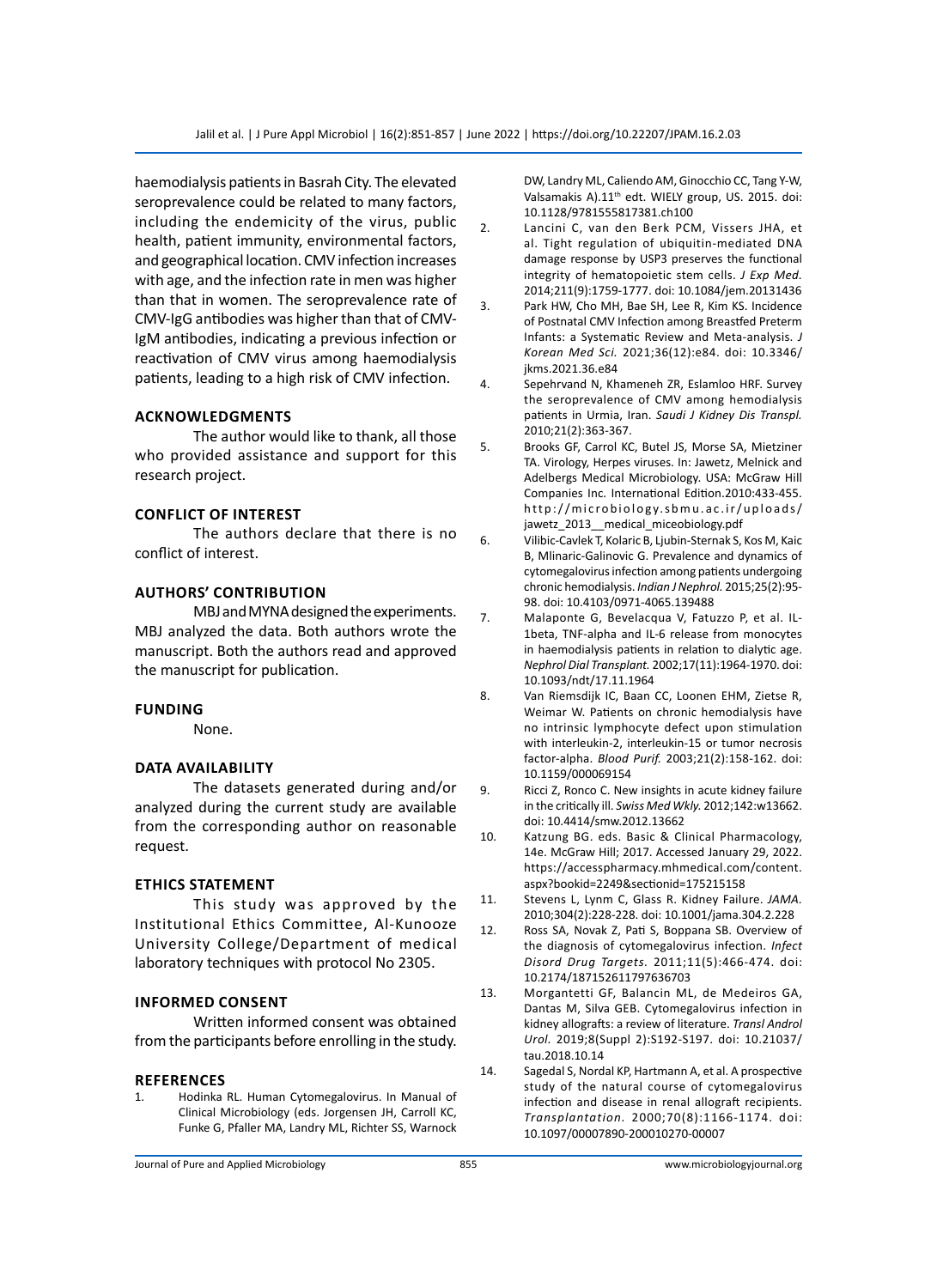haemodialysis patients in Basrah City. The elevated seroprevalence could be related to many factors, including the endemicity of the virus, public health, patient immunity, environmental factors, and geographical location. CMV infection increases with age, and the infection rate in men was higher than that in women. The seroprevalence rate of CMV-IgG antibodies was higher than that of CMV-IgM antibodies, indicating a previous infection or reactivation of CMV virus among haemodialysis patients, leading to a high risk of CMV infection.

## ACKNOWLEDGMENTS

The author would like to thank, all those who provided assistance and support for this research project.

## CONFLICT OF INTEREST

The authors declare that there is no conflict of interest.

## AUTHORS' CONTRIBUTION

MBJ and MYNA designed the experiments. MBJ analyzed the data. Both authors wrote the manuscript. Both the authors read and approved the manuscript for publication.

## FUNDING

None.

## DATA AVAILABILITY

The datasets generated during and/or analyzed during the current study are available from the corresponding author on reasonable request.

## ETHICS STATEMENT

This study was approved by the Institutional Ethics Committee, Al-Kunooze University College/Department of medical laboratory techniques with protocol No 2305.

## INFORMED CONSENT

Written informed consent was obtained from the participants before enrolling in the study.

## REFERENCES

1. Hodinka RL. Human Cytomegalovirus. In Manual of Clinical Microbiology (eds. Jorgensen JH, Carroll KC, Funke G, Pfaller MA, Landry ML, Richter SS, Warnock DW, Landry ML, Caliendo AM, Ginocchio CC, Tang Y-W, Valsamakis A).11th edt. WIELY group, US. 2015. doi: 10.1128/9781555817381.ch100
2. Lancini C, van den Berk PCM, Vissers JHA, et al. Tight regulation of ubiquitin-mediated DNA damage response by USP3 preserves the functional integrity of hematopoietic stem cells. *J Exp Med.* 2014;211(9):1759-1777. doi: 10.1084/jem.20131436
3. Park HW, Cho MH, Bae SH, Lee R, Kim KS. Incidence of Postnatal CMV Infection among Breastfed Preterm Infants: a Systematic Review and Meta-analysis. *J Korean Med Sci.* 2021;36(12):e84. doi: 10.3346/jkms.2021.36.e84
4. Sepehrvand N, Khameneh ZR, Eslamloo HRF. Survey the seroprevalence of CMV among hemodialysis patients in Urmia, Iran. *Saudi J Kidney Dis Transpl.* 2010;21(2):363-367.
5. Brooks GF, Carrol KC, Butel JS, Morse SA, Mietzner TA. Virology, Herpes viruses. In: Jawetz, Melnick and Adelbergs Medical Microbiology. USA: McGraw Hill Companies Inc. International Edition.2010:433-455. http://microbiology.sbmu.ac.ir/uploads/jawetz_2013__medical_miceobiology.pdf
6. Vilibic-Cavlek T, Kolaric B, Ljubin-Sternak S, Kos M, Kaic B, Mlinaric-Galinovic G. Prevalence and dynamics of cytomegalovirus infection among patients undergoing chronic hemodialysis. *Indian J Nephrol.* 2015;25(2):95-98. doi: 10.4103/0971-4065.139488
7. Malaponte G, Bevelacqua V, Fatuzzo P, et al. IL-1beta, TNF-alpha and IL-6 release from monocytes in haemodialysis patients in relation to dialytic age. *Nephrol Dial Transplant.* 2002;17(11):1964-1970. doi: 10.1093/ndt/17.11.1964
8. Van Riemsdijk IC, Baan CC, Loonen EHM, Zietse R, Weimar W. Patients on chronic hemodialysis have no intrinsic lymphocyte defect upon stimulation with interleukin-2, interleukin-15 or tumor necrosis factor-alpha. *Blood Purif.* 2003;21(2):158-162. doi: 10.1159/000069154
9. Ricci Z, Ronco C. New insights in acute kidney failure in the critically ill. *Swiss Med Wkly.* 2012;142:w13662. doi: 10.4414/smw.2012.13662
10. Katzung BG. eds. Basic & Clinical Pharmacology, 14e. McGraw Hill; 2017. Accessed January 29, 2022. https://accesspharmacy.mhmedical.com/content.aspx?bookid=2249&sectionid=175215158
11. Stevens L, Lynm C, Glass R. Kidney Failure. *JAMA.* 2010;304(2):228-228. doi: 10.1001/jama.304.2.228
12. Ross SA, Novak Z, Pati S, Boppana SB. Overview of the diagnosis of cytomegalovirus infection. *Infect Disord Drug Targets.* 2011;11(5):466-474. doi: 10.2174/187152611797636703
13. Morgantetti GF, Balancin ML, de Medeiros GA, Dantas M, Silva GEB. Cytomegalovirus infection in kidney allografts: a review of literature. *Transl Androl Urol.* 2019;8(Suppl 2):S192-S197. doi: 10.21037/tau.2018.10.14
14. Sagedal S, Nordal KP, Hartmann A, et al. A prospective study of the natural course of cytomegalovirus infection and disease in renal allograft recipients. *Transplantation.* 2000;70(8):1166-1174. doi: 10.1097/00007890-200010270-00007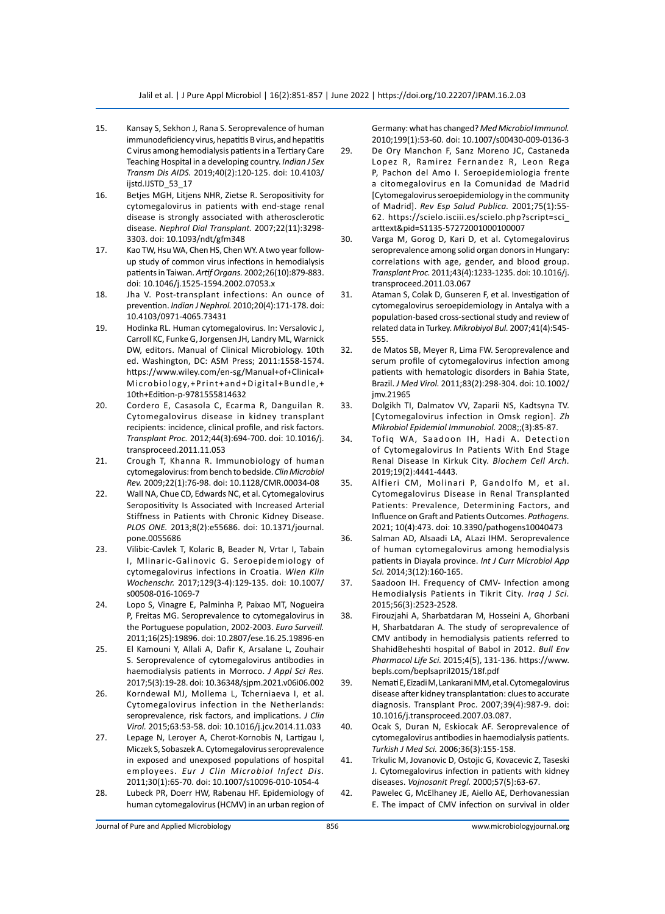15. Kansay S, Sekhon J, Rana S. Seroprevalence of human immunodeficiency virus, hepatitis B virus, and hepatitis C virus among hemodialysis patients in a Tertiary Care Teaching Hospital in a developing country. *Indian J Sex Transm Dis AIDS.* 2019;40(2):120-125. doi: 10.4103/ijstd.IJSTD_53_17
16. Betjes MGH, Litjens NHR, Zietse R. Seropositivity for cytomegalovirus in patients with end-stage renal disease is strongly associated with atherosclerotic disease. *Nephrol Dial Transplant.* 2007;22(11):3298-3303. doi: 10.1093/ndt/gfm348
17. Kao TW, Hsu WA, Chen HS, Chen WY. A two year follow-up study of common virus infections in hemodialysis patients in Taiwan. *Artif Organs.* 2002;26(10):879-883. doi: 10.1046/j.1525-1594.2002.07053.x
18. Jha V. Post-transplant infections: An ounce of prevention. *Indian J Nephrol.* 2010;20(4):171-178. doi: 10.4103/0971-4065.73431
19. Hodinka RL. Human cytomegalovirus. In: Versalovic J, Carroll KC, Funke G, Jorgensen JH, Landry ML, Warnick DW, editors. Manual of Clinical Microbiology. 10th ed. Washington, DC: ASM Press; 2011:1558-1574. https://www.wiley.com/en-sg/Manual+of+Clinical+Microbiology,+Print+and+Digital+Bundle,+10th+Edition-p-9781555814632
20. Cordero E, Casasola C, Ecarma R, Danguilan R. Cytomegalovirus disease in kidney transplant recipients: incidence, clinical profile, and risk factors. *Transplant Proc.* 2012;44(3):694-700. doi: 10.1016/j.transproceed.2011.11.053
21. Crough T, Khanna R. Immunobiology of human cytomegalovirus: from bench to bedside. *Clin Microbiol Rev.* 2009;22(1):76-98. doi: 10.1128/CMR.00034-08
22. Wall NA, Chue CD, Edwards NC, et al. Cytomegalovirus Seropositivity Is Associated with Increased Arterial Stiffness in Patients with Chronic Kidney Disease. *PLOS ONE.* 2013;8(2):e55686. doi: 10.1371/journal.pone.0055686
23. Vilibic-Cavlek T, Kolaric B, Beader N, Vrtar I, Tabain I, Mlinaric-Galinovic G. Seroepidemiology of cytomegalovirus infections in Croatia. *Wien Klin Wochenschr.* 2017;129(3-4):129-135. doi: 10.1007/s00508-016-1069-7
24. Lopo S, Vinagre E, Palminha P, Paixao MT, Nogueira P, Freitas MG. Seroprevalence to cytomegalovirus in the Portuguese population, 2002-2003. *Euro Surveill.* 2011;16(25):19896. doi: 10.2807/ese.16.25.19896-en
25. El Kamouni Y, Allali A, Dafir K, Arsalane L, Zouhair S. Seroprevalence of cytomegalovirus antibodies in haemodialysis patients in Morroco. *J Appl Sci Res.* 2017;5(3):19-28. doi: 10.36348/sjpm.2021.v06i06.002
26. Korndewal MJ, Mollema L, Tcherniaeva I, et al. Cytomegalovirus infection in the Netherlands: seroprevalence, risk factors, and implications. *J Clin Virol.* 2015;63:53-58. doi: 10.1016/j.jcv.2014.11.033
27. Lepage N, Leroyer A, Cherot-Kornobis N, Lartigau I, Miczek S, Sobaszek A. Cytomegalovirus seroprevalence in exposed and unexposed populations of hospital employees. *Eur J Clin Microbiol Infect Dis.* 2011;30(1):65-70. doi: 10.1007/s10096-010-1054-4
28. Lubeck PR, Doerr HW, Rabenau HF. Epidemiology of human cytomegalovirus (HCMV) in an urban region of Germany: what has changed? *Med Microbiol Immunol.* 2010;199(1):53-60. doi: 10.1007/s00430-009-0136-3
29. De Ory Manchon F, Sanz Moreno JC, Castaneda Lopez R, Ramirez Fernandez R, Leon Rega P, Pachon del Amo I. Seroepidemiologia frente a citomegalovirus en la Comunidad de Madrid [Cytomegalovirus seroepidemiology in the community of Madrid]. *Rev Esp Salud Publica.* 2001;75(1):55-62. https://scielo.isciii.es/scielo.php?script=sci_arttext&pid=S1135-57272001000100007
30. Varga M, Gorog D, Kari D, et al. Cytomegalovirus seroprevalence among solid organ donors in Hungary: correlations with age, gender, and blood group. *Transplant Proc.* 2011;43(4):1233-1235. doi: 10.1016/j.transproceed.2011.03.067
31. Ataman S, Colak D, Gunseren F, et al. Investigation of cytomegalovirus seroepidemiology in Antalya with a population-based cross-sectional study and review of related data in Turkey. *Mikrobiyol Bul.* 2007;41(4):545-555.
32. de Matos SB, Meyer R, Lima FW. Seroprevalence and serum profile of cytomegalovirus infection among patients with hematologic disorders in Bahia State, Brazil. *J Med Virol.* 2011;83(2):298-304. doi: 10.1002/jmv.21965
33. Dolgikh TI, Dalmatov VV, Zaparii NS, Kadtsyna TV. [Cytomegalovirus infection in Omsk region]. *Zh Mikrobiol Epidemiol Immunobiol.* 2008;;(3):85-87.
34. Tofiq WA, Saadoon IH, Hadi A. Detection of Cytomegalovirus In Patients With End Stage Renal Disease In Kirkuk City. *Biochem Cell Arch.* 2019;19(2):4441-4443.
35. Alfieri CM, Molinari P, Gandolfo M, et al. Cytomegalovirus Disease in Renal Transplanted Patients: Prevalence, Determining Factors, and Influence on Graft and Patients Outcomes. *Pathogens.* 2021; 10(4):473. doi: 10.3390/pathogens10040473
36. Salman AD, Alsaadi LA, ALazi IHM. Seroprevalence of human cytomegalovirus among hemodialysis patients in Diayala province. *Int J Curr Microbiol App Sci.* 2014;3(12):160-165.
37. Saadoon IH. Frequency of CMV- Infection among Hemodialysis Patients in Tikrit City. *Iraq J Sci.* 2015;56(3):2523-2528.
38. Firouzjahi A, Sharbatdaran M, Hosseini A, Ghorbani H, Sharbatdaran A. The study of seroprevalence of CMV antibody in hemodialysis patients referred to ShahidBeheshti hospital of Babol in 2012. *Bull Env Pharmacol Life Sci.* 2015;4(5), 131-136. https://www.bepls.com/beplsapril2015/18f.pdf
39. Nemati E, Eizadi M, Lankarani MM, et al. Cytomegalovirus disease after kidney transplantation: clues to accurate diagnosis. Transplant Proc. 2007;39(4):987-9. doi: 10.1016/j.transproceed.2007.03.087.
40. Ocak S, Duran N, Eskiocak AF. Seroprevalence of cytomegalovirus antibodies in haemodialysis patients. *Turkish J Med Sci.* 2006;36(3):155-158.
41. Trkulic M, Jovanovic D, Ostojic G, Kovacevic Z, Taseski J. Cytomegalovirus infection in patients with kidney diseases. *Vojnosanit Pregl.* 2000;57(5):63-67.
42. Pawelec G, McElhaney JE, Aiello AE, Derhovanessian E. The impact of CMV infection on survival in older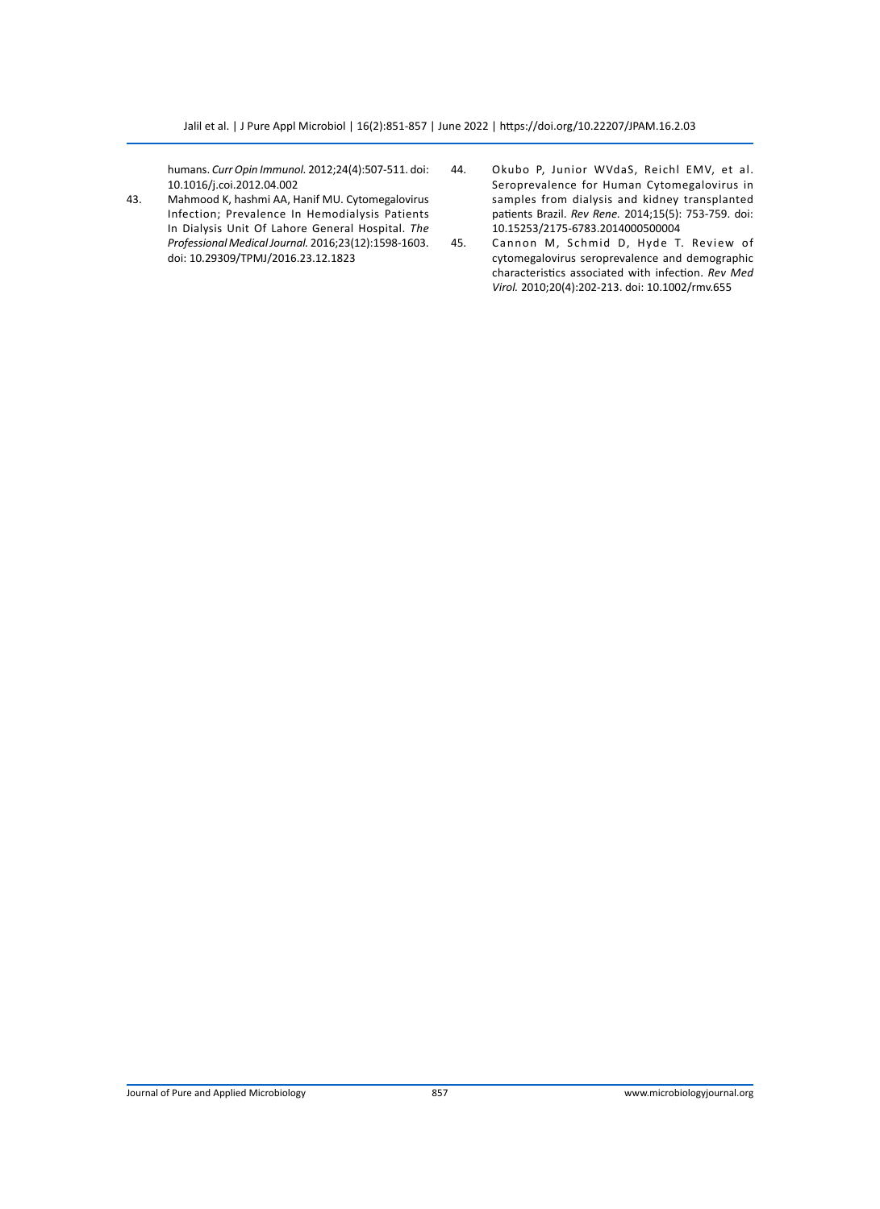humans. *Curr Opin Immunol.* 2012;24(4):507-511. doi: 10.1016/j.coi.2012.04.002

43. Mahmood K, hashmi AA, Hanif MU. Cytomegalovirus Infection; Prevalence In Hemodialysis Patients In Dialysis Unit Of Lahore General Hospital. *The Professional Medical Journal.* 2016;23(12):1598-1603. doi: 10.29309/TPMJ/2016.23.12.1823

44. Okubo P, Junior WVdaS, Reichl EMV, et al. Seroprevalence for Human Cytomegalovirus in samples from dialysis and kidney transplanted patients Brazil. *Rev Rene.* 2014;15(5): 753-759. doi: 10.15253/2175-6783.2014000500004

45. Cannon M, Schmid D, Hyde T. Review of cytomegalovirus seroprevalence and demographic characteristics associated with infection. *Rev Med Virol.* 2010;20(4):202-213. doi: 10.1002/rmv.655